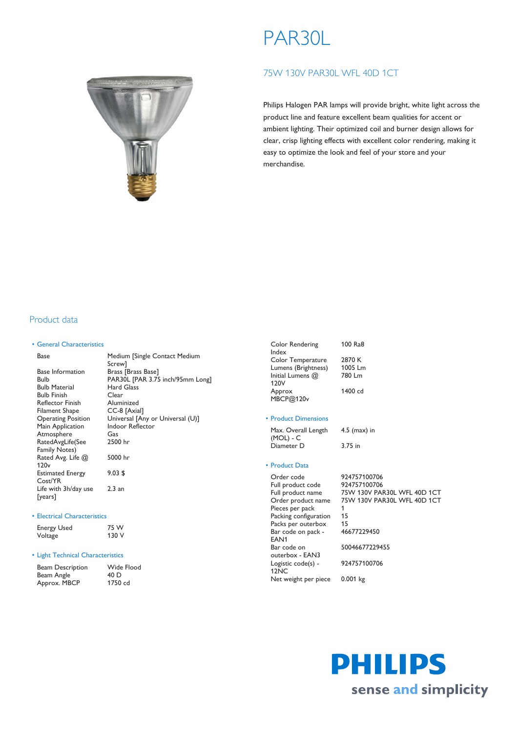# PAR30L

## 75W 130V PAR30L WFL 40D 1CT

Philips Halogen PAR lamps will provide bright, white light across the product line and feature excellent beam qualities for accent or ambient lighting. Their optimized coil and burner design allows for clear, crisp lighting effects with excellent color rendering, making it easy to optimize the look and feel of your store and your merchandise.

## Product data

### • General Characteristics

| | |
|---|---|
| Base | Medium [Single Contact Medium Screw] |
| Base Information | Brass [Brass Base] |
| Bulb | PAR30L [PAR 3.75 inch/95mm Long] |
| Bulb Material | Hard Glass |
| Bulb Finish | Clear |
| Reflector Finish | Aluminized |
| Filament Shape | CC-8 [Axial] |
| Operating Position | Universal [Any or Universal (U)] |
| Main Application | Indoor Reflector |
| Atmosphere | Gas |
| RatedAvgLife(See Family Notes) | 2500 hr |
| Rated Avg. Life @ 120v | 5000 hr |
| Estimated Energy Cost/YR | 9.03 $ |
| Life with 3h/day use [years] | 2.3 an |

### • Electrical Characteristics

| | |
|---|---|
| Energy Used | 75 W |
| Voltage | 130 V |

### • Light Technical Characteristics

| | |
|---|---|
| Beam Description | Wide Flood |
| Beam Angle | 40 D |
| Approx. MBCP | 1750 cd |
| Color Rendering Index | 100 Ra8 |
| Color Temperature | 2870 K |
| Lumens (Brightness) | 1005 Lm |
| Initial Lumens @ 120V | 780 Lm |
| Approx MBCP@120v | 1400 cd |

### • Product Dimensions

| | |
|---|---|
| Max. Overall Length (MOL) - C | 4.5 (max) in |
| Diameter D | 3.75 in |

### • Product Data

| | |
|---|---|
| Order code | 924757100706 |
| Full product code | 924757100706 |
| Full product name | 75W 130V PAR30L WFL 40D 1CT |
| Order product name | 75W 130V PAR30L WFL 40D 1CT |
| Pieces per pack | 1 |
| Packing configuration | 15 |
| Packs per outerbox | 15 |
| Bar code on pack - EAN1 | 46677229450 |
| Bar code on outerbox - EAN3 | 50046677229455 |
| Logistic code(s) - 12NC | 924757100706 |
| Net weight per piece | 0.001 kg |

PHILIPS

sense and simplicity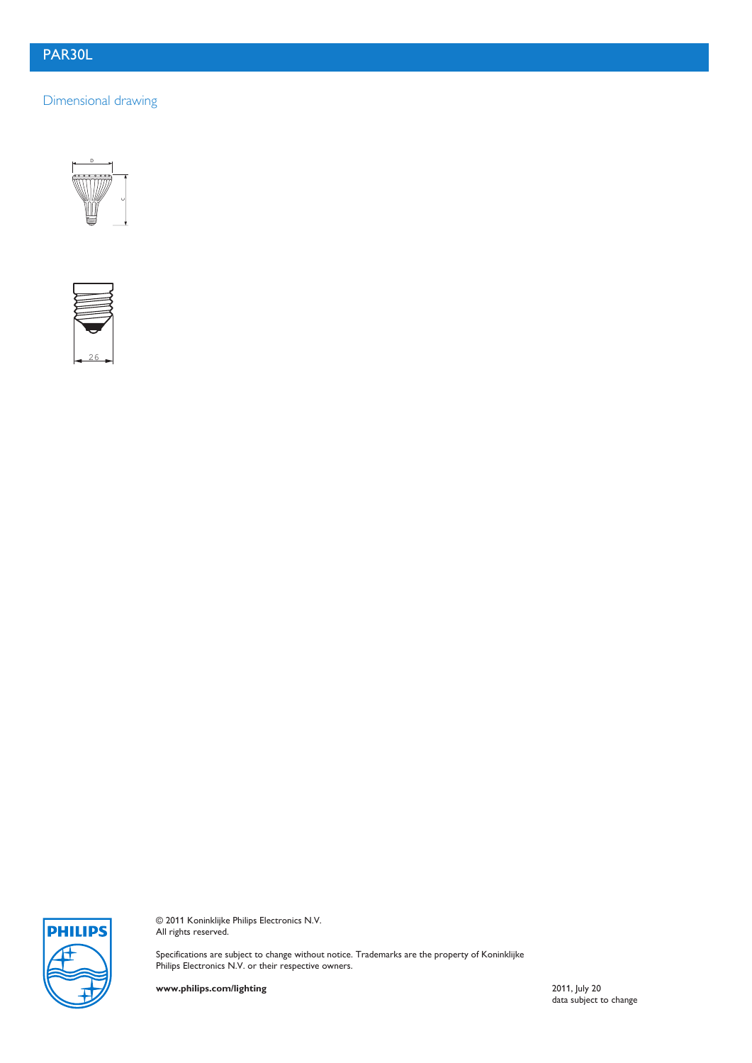# PAR30L

## Dimensional drawing

D

C

26

© 2011 Koninklijke Philips Electronics N.V.
All rights reserved.

Specifications are subject to change without notice. Trademarks are the property of Koninklijke Philips Electronics N.V. or their respective owners.

**www.philips.com/lighting**

2011, July 20
data subject to change